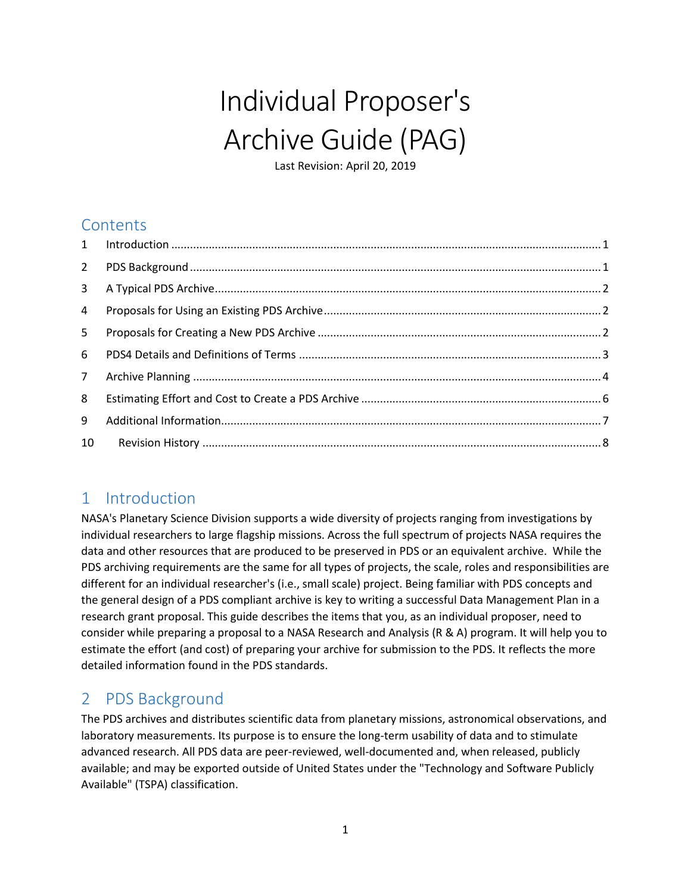# Individual Proposer's Archive Guide (PAG)

Last Revision: April 20, 2019

## Contents

1 Introduction ........ 1
2 PDS Background ........ 1
3 A Typical PDS Archive ........ 2
4 Proposals for Using an Existing PDS Archive ........ 2
5 Proposals for Creating a New PDS Archive ........ 2
6 PDS4 Details and Definitions of Terms ........ 3
7 Archive Planning ........ 4
8 Estimating Effort and Cost to Create a PDS Archive ........ 6
9 Additional Information ........ 7
10 Revision History ........ 8

## 1 Introduction

NASA's Planetary Science Division supports a wide diversity of projects ranging from investigations by individual researchers to large flagship missions. Across the full spectrum of projects NASA requires the data and other resources that are produced to be preserved in PDS or an equivalent archive. While the PDS archiving requirements are the same for all types of projects, the scale, roles and responsibilities are different for an individual researcher's (i.e., small scale) project. Being familiar with PDS concepts and the general design of a PDS compliant archive is key to writing a successful Data Management Plan in a research grant proposal. This guide describes the items that you, as an individual proposer, need to consider while preparing a proposal to a NASA Research and Analysis (R & A) program. It will help you to estimate the effort (and cost) of preparing your archive for submission to the PDS. It reflects the more detailed information found in the PDS standards.

## 2 PDS Background

The PDS archives and distributes scientific data from planetary missions, astronomical observations, and laboratory measurements. Its purpose is to ensure the long-term usability of data and to stimulate advanced research. All PDS data are peer-reviewed, well-documented and, when released, publicly available; and may be exported outside of United States under the "Technology and Software Publicly Available" (TSPA) classification.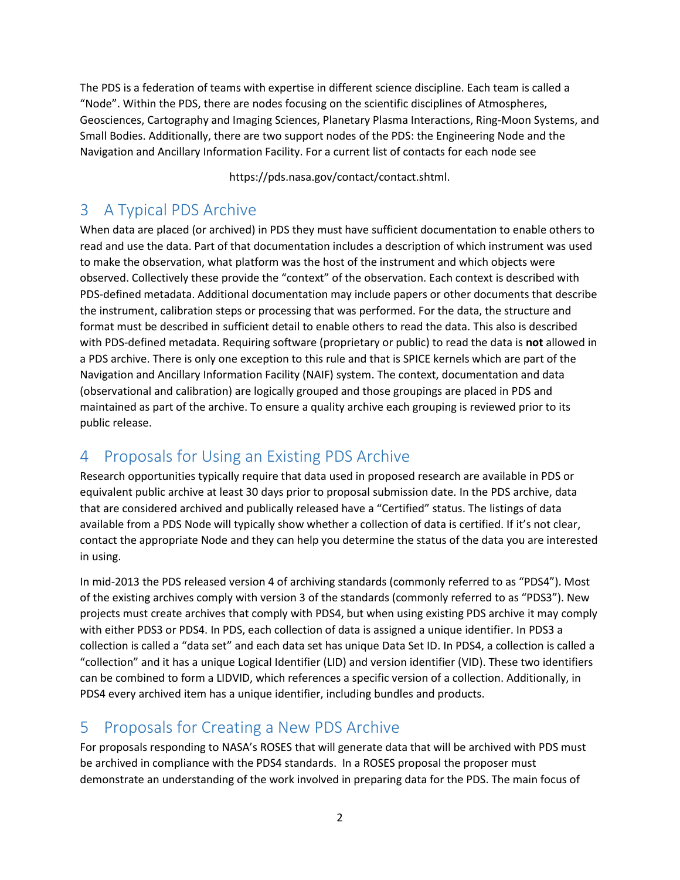The PDS is a federation of teams with expertise in different science discipline. Each team is called a "Node". Within the PDS, there are nodes focusing on the scientific disciplines of Atmospheres, Geosciences, Cartography and Imaging Sciences, Planetary Plasma Interactions, Ring-Moon Systems, and Small Bodies. Additionally, there are two support nodes of the PDS: the Engineering Node and the Navigation and Ancillary Information Facility. For a current list of contacts for each node see

https://pds.nasa.gov/contact/contact.shtml.

# 3 A Typical PDS Archive

When data are placed (or archived) in PDS they must have sufficient documentation to enable others to read and use the data. Part of that documentation includes a description of which instrument was used to make the observation, what platform was the host of the instrument and which objects were observed. Collectively these provide the "context" of the observation. Each context is described with PDS-defined metadata. Additional documentation may include papers or other documents that describe the instrument, calibration steps or processing that was performed. For the data, the structure and format must be described in sufficient detail to enable others to read the data. This also is described with PDS-defined metadata. Requiring software (proprietary or public) to read the data is **not** allowed in a PDS archive. There is only one exception to this rule and that is SPICE kernels which are part of the Navigation and Ancillary Information Facility (NAIF) system. The context, documentation and data (observational and calibration) are logically grouped and those groupings are placed in PDS and maintained as part of the archive. To ensure a quality archive each grouping is reviewed prior to its public release.

# 4 Proposals for Using an Existing PDS Archive

Research opportunities typically require that data used in proposed research are available in PDS or equivalent public archive at least 30 days prior to proposal submission date. In the PDS archive, data that are considered archived and publically released have a "Certified" status. The listings of data available from a PDS Node will typically show whether a collection of data is certified. If it's not clear, contact the appropriate Node and they can help you determine the status of the data you are interested in using.

In mid-2013 the PDS released version 4 of archiving standards (commonly referred to as "PDS4"). Most of the existing archives comply with version 3 of the standards (commonly referred to as "PDS3"). New projects must create archives that comply with PDS4, but when using existing PDS archive it may comply with either PDS3 or PDS4. In PDS, each collection of data is assigned a unique identifier. In PDS3 a collection is called a "data set" and each data set has unique Data Set ID. In PDS4, a collection is called a "collection" and it has a unique Logical Identifier (LID) and version identifier (VID). These two identifiers can be combined to form a LIDVID, which references a specific version of a collection. Additionally, in PDS4 every archived item has a unique identifier, including bundles and products.

# 5 Proposals for Creating a New PDS Archive

For proposals responding to NASA's ROSES that will generate data that will be archived with PDS must be archived in compliance with the PDS4 standards. In a ROSES proposal the proposer must demonstrate an understanding of the work involved in preparing data for the PDS. The main focus of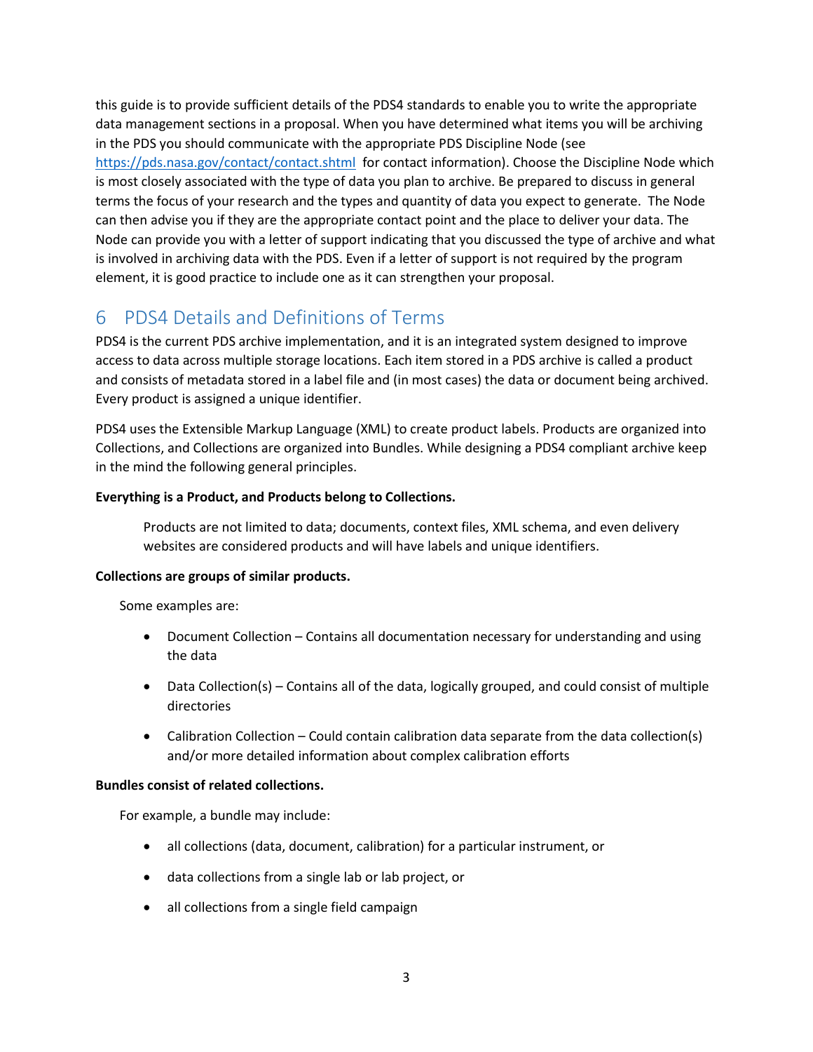this guide is to provide sufficient details of the PDS4 standards to enable you to write the appropriate data management sections in a proposal. When you have determined what items you will be archiving in the PDS you should communicate with the appropriate PDS Discipline Node (see https://pds.nasa.gov/contact/contact.shtml for contact information). Choose the Discipline Node which is most closely associated with the type of data you plan to archive. Be prepared to discuss in general terms the focus of your research and the types and quantity of data you expect to generate. The Node can then advise you if they are the appropriate contact point and the place to deliver your data. The Node can provide you with a letter of support indicating that you discussed the type of archive and what is involved in archiving data with the PDS. Even if a letter of support is not required by the program element, it is good practice to include one as it can strengthen your proposal.

# 6 PDS4 Details and Definitions of Terms

PDS4 is the current PDS archive implementation, and it is an integrated system designed to improve access to data across multiple storage locations. Each item stored in a PDS archive is called a product and consists of metadata stored in a label file and (in most cases) the data or document being archived. Every product is assigned a unique identifier.

PDS4 uses the Extensible Markup Language (XML) to create product labels. Products are organized into Collections, and Collections are organized into Bundles. While designing a PDS4 compliant archive keep in the mind the following general principles.

**Everything is a Product, and Products belong to Collections.**

Products are not limited to data; documents, context files, XML schema, and even delivery websites are considered products and will have labels and unique identifiers.

**Collections are groups of similar products.**

Some examples are:

- Document Collection – Contains all documentation necessary for understanding and using the data
- Data Collection(s) – Contains all of the data, logically grouped, and could consist of multiple directories
- Calibration Collection – Could contain calibration data separate from the data collection(s) and/or more detailed information about complex calibration efforts

**Bundles consist of related collections.**

For example, a bundle may include:

- all collections (data, document, calibration) for a particular instrument, or
- data collections from a single lab or lab project, or
- all collections from a single field campaign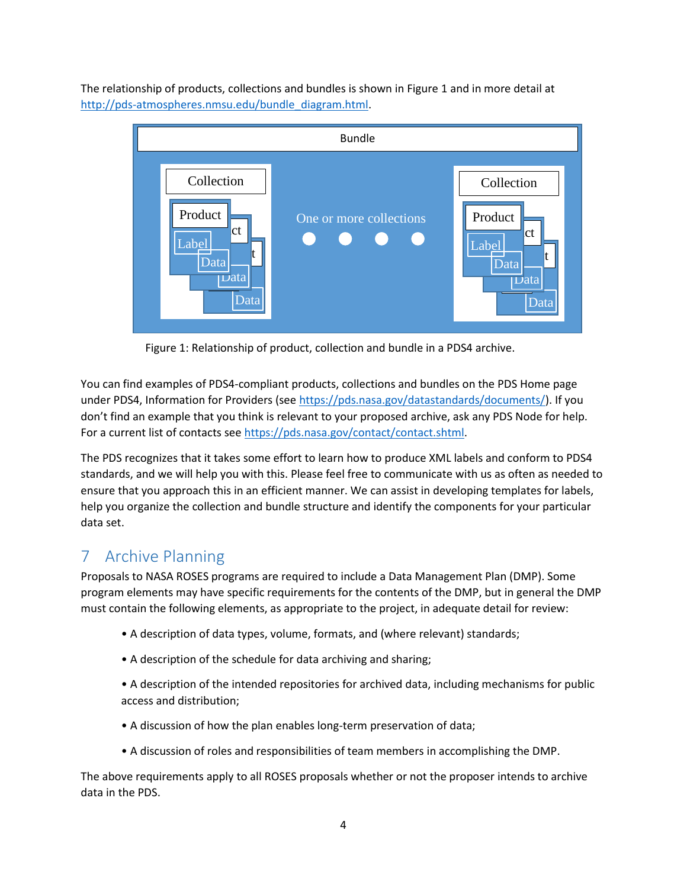The relationship of products, collections and bundles is shown in Figure 1 and in more detail at http://pds-atmospheres.nmsu.edu/bundle_diagram.html.

Figure 1: Relationship of product, collection and bundle in a PDS4 archive.

You can find examples of PDS4-compliant products, collections and bundles on the PDS Home page under PDS4, Information for Providers (see https://pds.nasa.gov/datastandards/documents/). If you don't find an example that you think is relevant to your proposed archive, ask any PDS Node for help. For a current list of contacts see https://pds.nasa.gov/contact/contact.shtml.

The PDS recognizes that it takes some effort to learn how to produce XML labels and conform to PDS4 standards, and we will help you with this. Please feel free to communicate with us as often as needed to ensure that you approach this in an efficient manner. We can assist in developing templates for labels, help you organize the collection and bundle structure and identify the components for your particular data set.

# 7 Archive Planning

Proposals to NASA ROSES programs are required to include a Data Management Plan (DMP). Some program elements may have specific requirements for the contents of the DMP, but in general the DMP must contain the following elements, as appropriate to the project, in adequate detail for review:

- A description of data types, volume, formats, and (where relevant) standards;
- A description of the schedule for data archiving and sharing;
- A description of the intended repositories for archived data, including mechanisms for public access and distribution;
- A discussion of how the plan enables long-term preservation of data;
- A discussion of roles and responsibilities of team members in accomplishing the DMP.

The above requirements apply to all ROSES proposals whether or not the proposer intends to archive data in the PDS.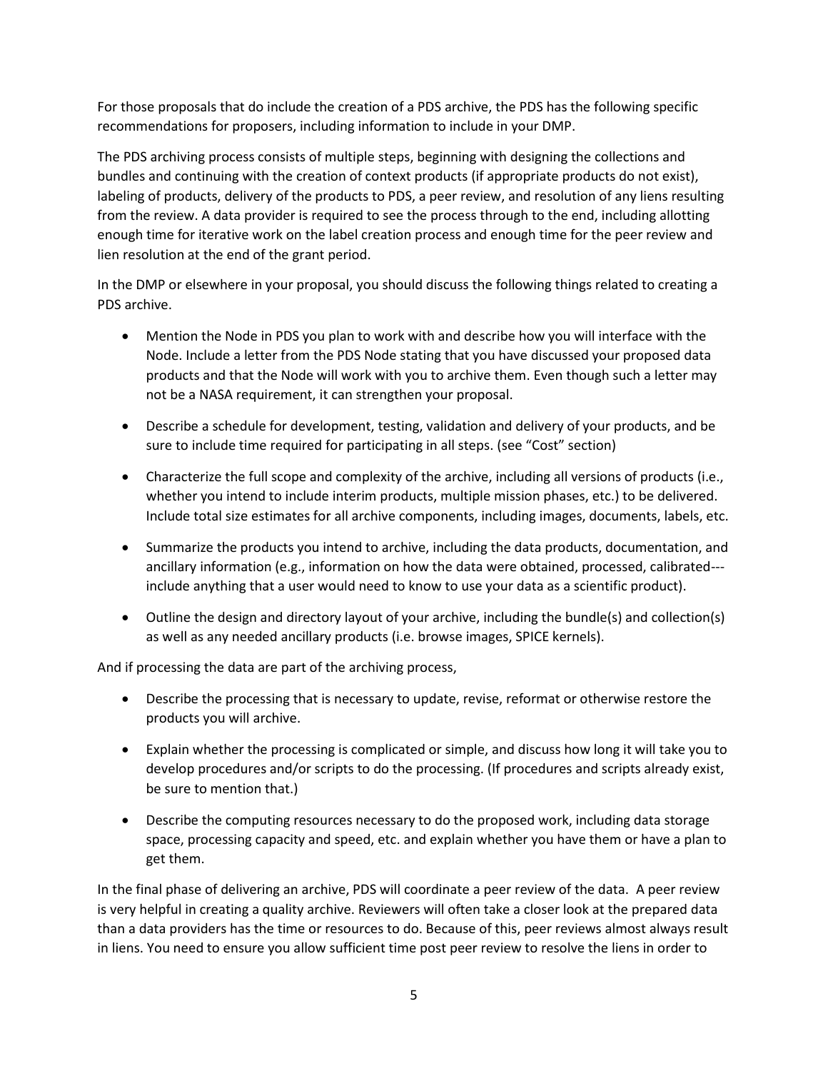For those proposals that do include the creation of a PDS archive, the PDS has the following specific recommendations for proposers, including information to include in your DMP.

The PDS archiving process consists of multiple steps, beginning with designing the collections and bundles and continuing with the creation of context products (if appropriate products do not exist), labeling of products, delivery of the products to PDS, a peer review, and resolution of any liens resulting from the review. A data provider is required to see the process through to the end, including allotting enough time for iterative work on the label creation process and enough time for the peer review and lien resolution at the end of the grant period.

In the DMP or elsewhere in your proposal, you should discuss the following things related to creating a PDS archive.

- Mention the Node in PDS you plan to work with and describe how you will interface with the Node. Include a letter from the PDS Node stating that you have discussed your proposed data products and that the Node will work with you to archive them. Even though such a letter may not be a NASA requirement, it can strengthen your proposal.
- Describe a schedule for development, testing, validation and delivery of your products, and be sure to include time required for participating in all steps. (see "Cost" section)
- Characterize the full scope and complexity of the archive, including all versions of products (i.e., whether you intend to include interim products, multiple mission phases, etc.) to be delivered. Include total size estimates for all archive components, including images, documents, labels, etc.
- Summarize the products you intend to archive, including the data products, documentation, and ancillary information (e.g., information on how the data were obtained, processed, calibrated---include anything that a user would need to know to use your data as a scientific product).
- Outline the design and directory layout of your archive, including the bundle(s) and collection(s) as well as any needed ancillary products (i.e. browse images, SPICE kernels).

And if processing the data are part of the archiving process,

- Describe the processing that is necessary to update, revise, reformat or otherwise restore the products you will archive.
- Explain whether the processing is complicated or simple, and discuss how long it will take you to develop procedures and/or scripts to do the processing. (If procedures and scripts already exist, be sure to mention that.)
- Describe the computing resources necessary to do the proposed work, including data storage space, processing capacity and speed, etc. and explain whether you have them or have a plan to get them.

In the final phase of delivering an archive, PDS will coordinate a peer review of the data. A peer review is very helpful in creating a quality archive. Reviewers will often take a closer look at the prepared data than a data providers has the time or resources to do. Because of this, peer reviews almost always result in liens. You need to ensure you allow sufficient time post peer review to resolve the liens in order to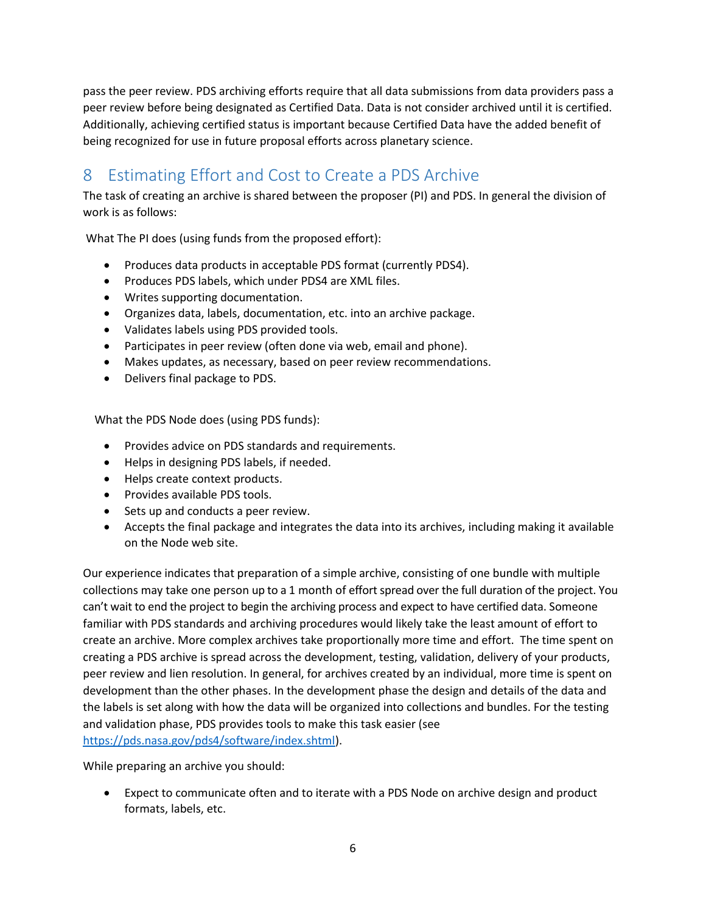pass the peer review. PDS archiving efforts require that all data submissions from data providers pass a peer review before being designated as Certified Data. Data is not consider archived until it is certified. Additionally, achieving certified status is important because Certified Data have the added benefit of being recognized for use in future proposal efforts across planetary science.

# 8 Estimating Effort and Cost to Create a PDS Archive

The task of creating an archive is shared between the proposer (PI) and PDS. In general the division of work is as follows:

What The PI does (using funds from the proposed effort):

- Produces data products in acceptable PDS format (currently PDS4).
- Produces PDS labels, which under PDS4 are XML files.
- Writes supporting documentation.
- Organizes data, labels, documentation, etc. into an archive package.
- Validates labels using PDS provided tools.
- Participates in peer review (often done via web, email and phone).
- Makes updates, as necessary, based on peer review recommendations.
- Delivers final package to PDS.

What the PDS Node does (using PDS funds):

- Provides advice on PDS standards and requirements.
- Helps in designing PDS labels, if needed.
- Helps create context products.
- Provides available PDS tools.
- Sets up and conducts a peer review.
- Accepts the final package and integrates the data into its archives, including making it available on the Node web site.

Our experience indicates that preparation of a simple archive, consisting of one bundle with multiple collections may take one person up to a 1 month of effort spread over the full duration of the project. You can't wait to end the project to begin the archiving process and expect to have certified data. Someone familiar with PDS standards and archiving procedures would likely take the least amount of effort to create an archive. More complex archives take proportionally more time and effort. The time spent on creating a PDS archive is spread across the development, testing, validation, delivery of your products, peer review and lien resolution. In general, for archives created by an individual, more time is spent on development than the other phases. In the development phase the design and details of the data and the labels is set along with how the data will be organized into collections and bundles. For the testing and validation phase, PDS provides tools to make this task easier (see https://pds.nasa.gov/pds4/software/index.shtml).

While preparing an archive you should:

- Expect to communicate often and to iterate with a PDS Node on archive design and product formats, labels, etc.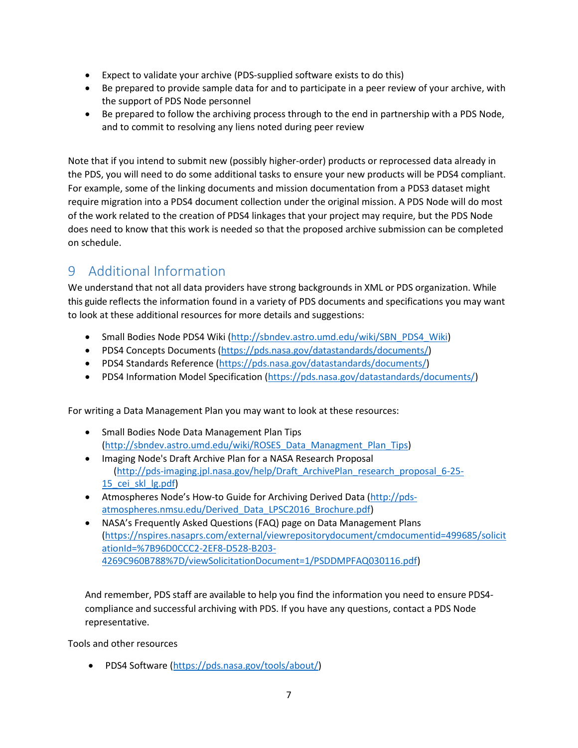- Expect to validate your archive (PDS-supplied software exists to do this)
- Be prepared to provide sample data for and to participate in a peer review of your archive, with the support of PDS Node personnel
- Be prepared to follow the archiving process through to the end in partnership with a PDS Node, and to commit to resolving any liens noted during peer review

Note that if you intend to submit new (possibly higher-order) products or reprocessed data already in the PDS, you will need to do some additional tasks to ensure your new products will be PDS4 compliant. For example, some of the linking documents and mission documentation from a PDS3 dataset might require migration into a PDS4 document collection under the original mission. A PDS Node will do most of the work related to the creation of PDS4 linkages that your project may require, but the PDS Node does need to know that this work is needed so that the proposed archive submission can be completed on schedule.

# 9 Additional Information

We understand that not all data providers have strong backgrounds in XML or PDS organization. While this guide reflects the information found in a variety of PDS documents and specifications you may want to look at these additional resources for more details and suggestions:

- Small Bodies Node PDS4 Wiki (http://sbndev.astro.umd.edu/wiki/SBN_PDS4_Wiki)
- PDS4 Concepts Documents (https://pds.nasa.gov/datastandards/documents/)
- PDS4 Standards Reference (https://pds.nasa.gov/datastandards/documents/)
- PDS4 Information Model Specification (https://pds.nasa.gov/datastandards/documents/)

For writing a Data Management Plan you may want to look at these resources:

- Small Bodies Node Data Management Plan Tips (http://sbndev.astro.umd.edu/wiki/ROSES_Data_Managment_Plan_Tips)
- Imaging Node's Draft Archive Plan for a NASA Research Proposal (http://pds-imaging.jpl.nasa.gov/help/Draft_ArchivePlan_research_proposal_6-25-15_cei_skl_lg.pdf)
- Atmospheres Node's How-to Guide for Archiving Derived Data (http://pds-atmospheres.nmsu.edu/Derived_Data_LPSC2016_Brochure.pdf)
- NASA's Frequently Asked Questions (FAQ) page on Data Management Plans (https://nspires.nasaprs.com/external/viewrepositorydocument/cmdocumentid=499685/solicitationId=%7B96D0CCC2-2EF8-D528-B203-4269C960B788%7D/viewSolicitationDocument=1/PSDDMPFAQ030116.pdf)

And remember, PDS staff are available to help you find the information you need to ensure PDS4-compliance and successful archiving with PDS. If you have any questions, contact a PDS Node representative.

Tools and other resources

- PDS4 Software (https://pds.nasa.gov/tools/about/)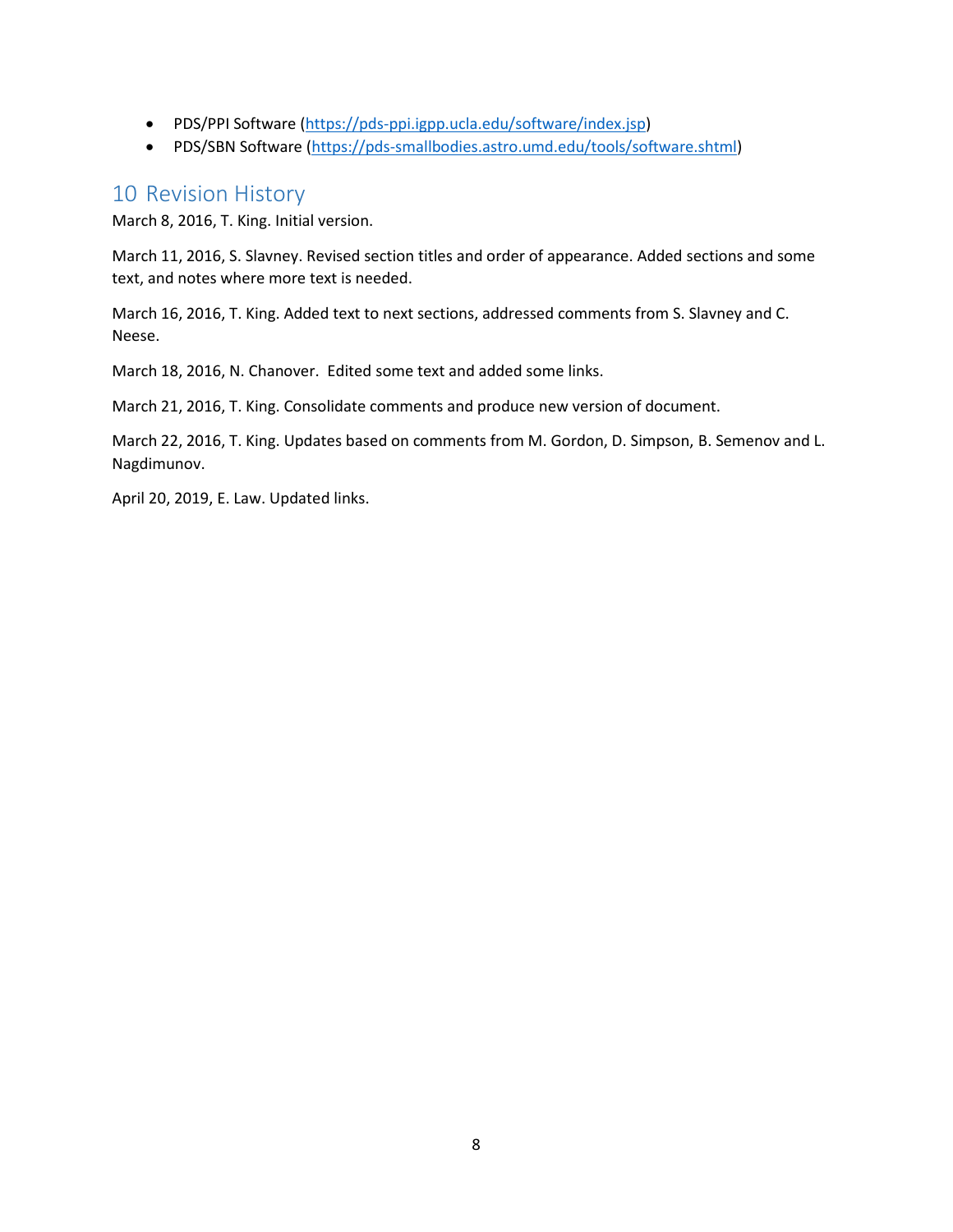- PDS/PPI Software (https://pds-ppi.igpp.ucla.edu/software/index.jsp)
- PDS/SBN Software (https://pds-smallbodies.astro.umd.edu/tools/software.shtml)

# 10 Revision History

March 8, 2016, T. King. Initial version.

March 11, 2016, S. Slavney. Revised section titles and order of appearance. Added sections and some text, and notes where more text is needed.

March 16, 2016, T. King. Added text to next sections, addressed comments from S. Slavney and C. Neese.

March 18, 2016, N. Chanover. Edited some text and added some links.

March 21, 2016, T. King. Consolidate comments and produce new version of document.

March 22, 2016, T. King. Updates based on comments from M. Gordon, D. Simpson, B. Semenov and L. Nagdimunov.

April 20, 2019, E. Law. Updated links.